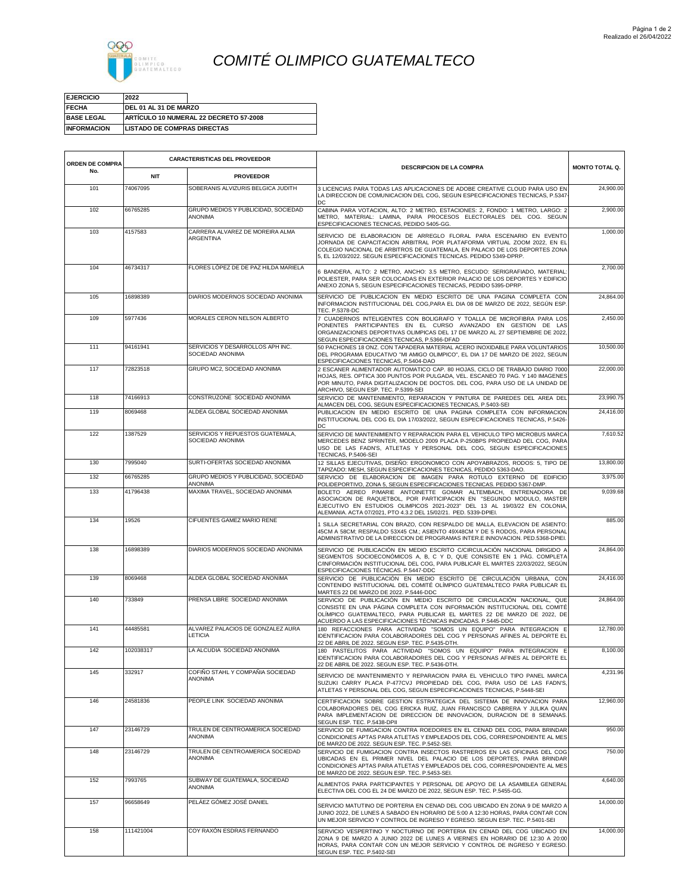# *COMITÉ OLIMPICO GUATEMALTECO*

| EJERCICIO | 2022 |
|---|---|
| FECHA | DEL 01 AL 31 DE MARZO |
| BASE LEGAL | ARTÍCULO 10 NUMERAL 22 DECRETO 57-2008 |
| INFORMACION | LISTADO DE COMPRAS DIRECTAS |

| ORDEN DE COMPRA No. | CARACTERISTICAS DEL PROVEEDOR | | DESCRIPCION DE LA COMPRA | MONTO TOTAL Q. |
|---|---|---|---|---|
| | NIT | PROVEEDOR | | |
| 101 | 74067095 | SOBERANIS ALVIZURIS BELGICA JUDITH | 3 LICENCIAS PARA TODAS LAS APLICACIONES DE ADOBE CREATIVE CLOUD PARA USO EN LA DIRECCION DE COMUNICACION DEL COG, SEGUN ESPECIFICACIONES TECNICAS, P.5347-DC | 24,900.00 |
| 102 | 66765285 | GRUPO MEDIOS Y PUBLICIDAD, SOCIEDAD ANONIMA | CABINA PARA VOTACION, ALTO: 2 METRO, ESTACIONES: 2, FONDO: 1 METRO, LARGO: 2 METRO, MATERIAL: LAMINA, PARA PROCESOS ELECTORALES DEL COG. SEGUN ESPECIFICACIONES TECNICAS, PEDIDO 5405-GG. | 2,900.00 |
| 103 | 4157583 | CARRERA ALVAREZ DE MOREIRA ALMA ARGENTINA | SERVICIO DE ELABORACION DE ARREGLO FLORAL PARA ESCENARIO EN EVENTO JORNADA DE CAPACITACION ARBITRAL POR PLATAFORMA VIRTUAL ZOOM 2022, EN EL COLEGIO NACIONAL DE ARBITROS DE GUATEMALA, EN PALACIO DE LOS DEPORTES ZONA 5, EL 12/03/2022. SEGUN ESPECIFICACIONES TECNICAS. PEDIDO 5349-DPRP. | 1,000.00 |
| 104 | 46734317 | FLORES LÓPEZ DE DE PAZ HILDA MARIELA | 6 BANDERA, ALTO: 2 METRO, ANCHO: 3.5 METRO, ESCUDO: SERIGRAFIADO, MATERIAL: POLIESTER, PARA SER COLOCADAS EN EXTERIOR PALACIO DE LOS DEPORTES Y EDIFICIO ANEXO ZONA 5, SEGUN ESPECIFICACIONES TECNICAS, PEDIDO 5395-DPRP. | 2,700.00 |
| 105 | 16898389 | DIARIOS MODERNOS SOCIEDAD ANONIMA | SERVICIO DE PUBLICACION EN MEDIO ESCRITO DE UNA PAGINA COMPLETA CON INFORMACION INSTITUCIONAL DEL COG,PARA EL DIA 08 DE MARZO DE 2022, SEGÚN ESP. TEC. P.5378-DC | 24,864.00 |
| 109 | 5977436 | MORALES CERON NELSON ALBERTO | 7 CUADERNOS INTELIGENTES CON BOLIGRAFO Y TOALLA DE MICROFIBRA PARA LOS PONENTES PARTICIPANTES EN EL CURSO AVANZADO EN GESTION DE LAS ORGANIZACIONES DEPORTIVAS OLIMPICAS DEL 17 DE MARZO AL 27 SEPTIEMBRE DE 2022, SEGUN ESPECIFICACIONES TECNICAS, P.5366-DFAD | 2,450.00 |
| 111 | 94161941 | SERVICIOS Y DESARROLLOS APH INC. SOCIEDAD ANONIMA | 50 PACHONES 18 ONZ. CON TAPADERA MATERIAL ACERO INOXIDABLE PARA VOLUNTARIOS DEL PROGRAMA EDUCATIVO "MI AMIGO OLIMPICO", EL DIA 17 DE MARZO DE 2022, SEGUN ESPECIFICACIONES TECNICAS, P.5404-DAO | 10,500.00 |
| 117 | 72823518 | GRUPO MC2, SOCIEDAD ANONIMA | 2 ESCANER ALIMENTADOR AUTOMATICO CAP. 80 HOJAS, CICLO DE TRABAJO DIARIO 7000 HOJAS, RES. OPTICA 300 PUNTOS POR PULGADA, VEL. ESCANEO 70 PAG. Y 140 IMAGENES POR MINUTO, PARA DIGITALIZACION DE DOCTOS. DEL COG, PARA USO DE LA UNIDAD DE ARCHIVO, SEGUN ESP. TEC. P.5399-SEI | 22,000.00 |
| 118 | 74166913 | CONSTRUZONE SOCIEDAD ANONIMA | SERVICIO DE MANTENIMIENTO, REPARACION Y PINTURA DE PAREDES DEL AREA DEL ALMACEN DEL COG, SEGUN ESPECIFICACIONES TECNICAS, P.5403-SEI | 23,990.75 |
| 119 | 8069468 | ALDEA GLOBAL SOCIEDAD ANONIMA | PUBLICACION EN MEDIO ESCRITO DE UNA PAGINA COMPLETA CON INFORMACION INSTITUCIONAL DEL COG EL DIA 17/03/2022, SEGUN ESPECIFICACIONES TECNICAS, P.5426-DC | 24,416.00 |
| 122 | 1387529 | SERVICIOS Y REPUESTOS GUATEMALA, SOCIEDAD ANONIMA | SERVICIO DE MANTENIMIENTO Y REPARACION PARA EL VEHICULO TIPO MICROBUS MARCA MERCEDES BENZ SPRINTER, MODELO 2009 PLACA P-250BPS PROPIEDAD DEL COG, PARA USO DE LAS FADN'S, ATLETAS Y PERSONAL DEL COG, SEGUN ESPECIFICACIONES TECNICAS, P.5406-SEI | 7,610.52 |
| 130 | 7995040 | SURTI-OFERTAS SOCIEDAD ANONIMA | 12 SILLAS EJECUTIVAS, DISEÑO: ERGONOMICO CON APOYABRAZOS, RODOS: 5, TIPO DE TAPIZADO: MESH, SEGUN ESPECIFICACIONES TECNICAS, PEDIDO 5363-DAO. | 13,800.00 |
| 132 | 66765285 | GRUPO MEDIOS Y PUBLICIDAD, SOCIEDAD ANONIMA | SERVICIO DE ELABORACION DE IMAGEN PARA ROTULO EXTERNO DE EDIFICIO POLIDEPORTIVO, ZONA 5, SEGUN ESPECIFICACIONES TECNICAS. PEDIDO 5367-DMP. | 3,975.00 |
| 133 | 41796438 | MAXIMA TRAVEL, SOCIEDAD ANONIMA | BOLETO AEREO P/MARIE ANTOINETTE GOMAR ALTEMBACH, ENTRENADORA DE ASOCIACION DE RAQUETBOL, POR PARTICIPACION EN "SEGUNDO MODULO, MASTER EJECUTIVO EN ESTUDIOS OLIMPICOS 2021-2023" DEL 13 AL 19/03/22 EN COLONIA, ALEMANIA. ACTA 07/2021, PTO 4.3.2 DEL 15/02/21. PED. 5339-DPIEI. | 9,039.68 |
| 134 | 19526 | CIFUENTES GAMEZ MARIO RENE | 1 SILLA SECRETARIAL CON BRAZO, CON RESPALDO DE MALLA, ELEVACION DE ASIENTO: 45CM A 58CM; RESPALDO 53X45 CM.; ASIENTO 49X48CM Y DE 5 RODOS, PARA PERSONAL ADMINISTRATIVO DE LA DIRECCION DE PROGRAMAS INTER.E INNOVACION. PED.5368-DPIEI. | 885.00 |
| 138 | 16898389 | DIARIOS MODERNOS SOCIEDAD ANONIMA | SERVICIO DE PUBLICACIÓN EN MEDIO ESCRITO C/CIRCULACIÓN NACIONAL DIRIGIDO A SEGMENTOS SOCIOECONÓMICOS A, B, C Y D, QUE CONSISTE EN 1 PÁG. COMPLETA C/INFORMACIÓN INSTITUCIONAL DEL COG, PARA PUBLICAR EL MARTES 22/03/2022, SEGÚN ESPECIFICACIONES TÉCNICAS. P.5447-DDC | 24,864.00 |
| 139 | 8069468 | ALDEA GLOBAL SOCIEDAD ANONIMA | SERVICIO DE PUBLICACIÓN EN MEDIO ESCRITO DE CIRCULACIÓN URBANA, CON CONTENIDO INSTITUCIONAL DEL COMITÉ OLÍMPICO GUATEMALTECO PARA PUBLICAR EL MARTES 22 DE MARZO DE 2022. P.5446-DDC | 24,416.00 |
| 140 | 733849 | PRENSA LIBRE SOCIEDAD ANONIMA | SERVICIO DE PUBLICACIÓN EN MEDIO ESCRITO DE CIRCULACIÓN NACIONAL, QUE CONSISTE EN UNA PÁGINA COMPLETA CON INFORMACIÓN INSTITUCIONAL DEL COMITÉ OLÍMPICO GUATEMALTECO, PARA PUBLICAR EL MARTES 22 DE MARZO DE 2022, DE ACUERDO A LAS ESPECIFICACIONES TÉCNICAS INDICADAS. P.5445-DDC | 24,864.00 |
| 141 | 44485581 | ALVAREZ PALACIOS DE GONZALEZ AURA LETICIA | 180 REFACCIONES PARA ACTIVIDAD "SOMOS UN EQUIPO" PARA INTEGRACION E IDENTIFICACION PARA COLABORADORES DEL COG Y PERSONAS AFINES AL DEPORTE EL 22 DE ABRIL DE 2022. SEGUN ESP. TEC. P.5435-DTH. | 12,780.00 |
| 142 | 102038317 | LA ALCUDIA SOCIEDAD ANONIMA | 180 PASTELITOS PARA ACTIVIDAD "SOMOS UN EQUIPO" PARA INTEGRACION E IDENTIFICACION PARA COLABORADORES DEL COG Y PERSONAS AFINES AL DEPORTE EL 22 DE ABRIL DE 2022. SEGUN ESP. TEC. P.5436-DTH. | 8,100.00 |
| 145 | 332917 | COFIÑO STAHL Y COMPAÑIA SOCIEDAD ANONIMA | SERVICIO DE MANTENIMIENTO Y REPARACION PARA EL VEHICULO TIPO PANEL MARCA SUZUKI CARRY PLACA P-477CVJ PROPIEDAD DEL COG, PARA USO DE LAS FADN'S, ATLETAS Y PERSONAL DEL COG, SEGUN ESPECIFICACIONES TECNICAS, P.5448-SEI | 4,231.96 |
| 146 | 24581836 | PEOPLE LINK SOCIEDAD ANONIMA | CERTIFICACION SOBRE GESTION ESTRATEGICA DEL SISTEMA DE INNOVACION PARA COLABORADORES DEL COG ERICKA RUIZ, JUAN FRANCISCO CABRERA Y JULIKA QUAN PARA IMPLEMENTACION DE DIRECCION DE INNOVACION, DURACION DE 8 SEMANAS. SEGUN ESP. TEC. P.5438-DPII | 12,960.00 |
| 147 | 23146729 | TRULEN DE CENTROAMERICA SOCIEDAD ANONIMA | SERVICIO DE FUMIGACION CONTRA ROEDORES EN EL CENAD DEL COG, PARA BRINDAR CONDICIONES APTAS PARA ATLETAS Y EMPLEADOS DEL COG, CORRESPONDIENTE AL MES DE MARZO DE 2022. SEGUN ESP. TEC. P.5452-SEI. | 950.00 |
| 148 | 23146729 | TRULEN DE CENTROAMERICA SOCIEDAD ANONIMA | SERVICIO DE FUMIGACION CONTRA INSECTOS RASTREROS EN LAS OFICINAS DEL COG UBICADAS EN EL PRIMER NIVEL DEL PALACIO DE LOS DEPORTES, PARA BRINDAR CONDICIONES APTAS PARA ATLETAS Y EMPLEADOS DEL COG, CORRESPONDIENTE AL MES DE MARZO DE 2022. SEGUN ESP. TEC. P.5453-SEI. | 750.00 |
| 152 | 7993765 | SUBWAY DE GUATEMALA, SOCIEDAD ANONIMA | ALIMENTOS PARA PARTICIPANTES Y PERSONAL DE APOYO DE LA ASAMBLEA GENERAL ELECTIVA DEL COG EL 24 DE MARZO DE 2022, SEGUN ESP. TEC. P.5455-GG. | 4,640.00 |
| 157 | 96658649 | PELÁEZ GÓMEZ JOSÉ DANIEL | SERVICIO MATUTINO DE PORTERIA EN CENAD DEL COG UBICADO EN ZONA 9 DE MARZO A JUNIO 2022, DE LUNES A SABADO EN HORARIO DE 5:00 A 12:30 HORAS, PARA CONTAR CON UN MEJOR SERVICIO Y CONTROL DE INGRESO Y EGRESO. SEGUN ESP. TEC. P.5401-SEI | 14,000.00 |
| 158 | 111421004 | COY RAXÓN ESDRAS FERNANDO | SERVICIO VESPERTINO Y NOCTURNO DE PORTERIA EN CENAD DEL COG UBICADO EN ZONA 9 DE MARZO A JUNIO 2022 DE LUNES A VIERNES EN HORARIO DE 12:30 A 20:00 HORAS, PARA CONTAR CON UN MEJOR SERVICIO Y CONTROL DE INGRESO Y EGRESO. SEGUN ESP. TEC. P.5402-SEI | 14,000.00 |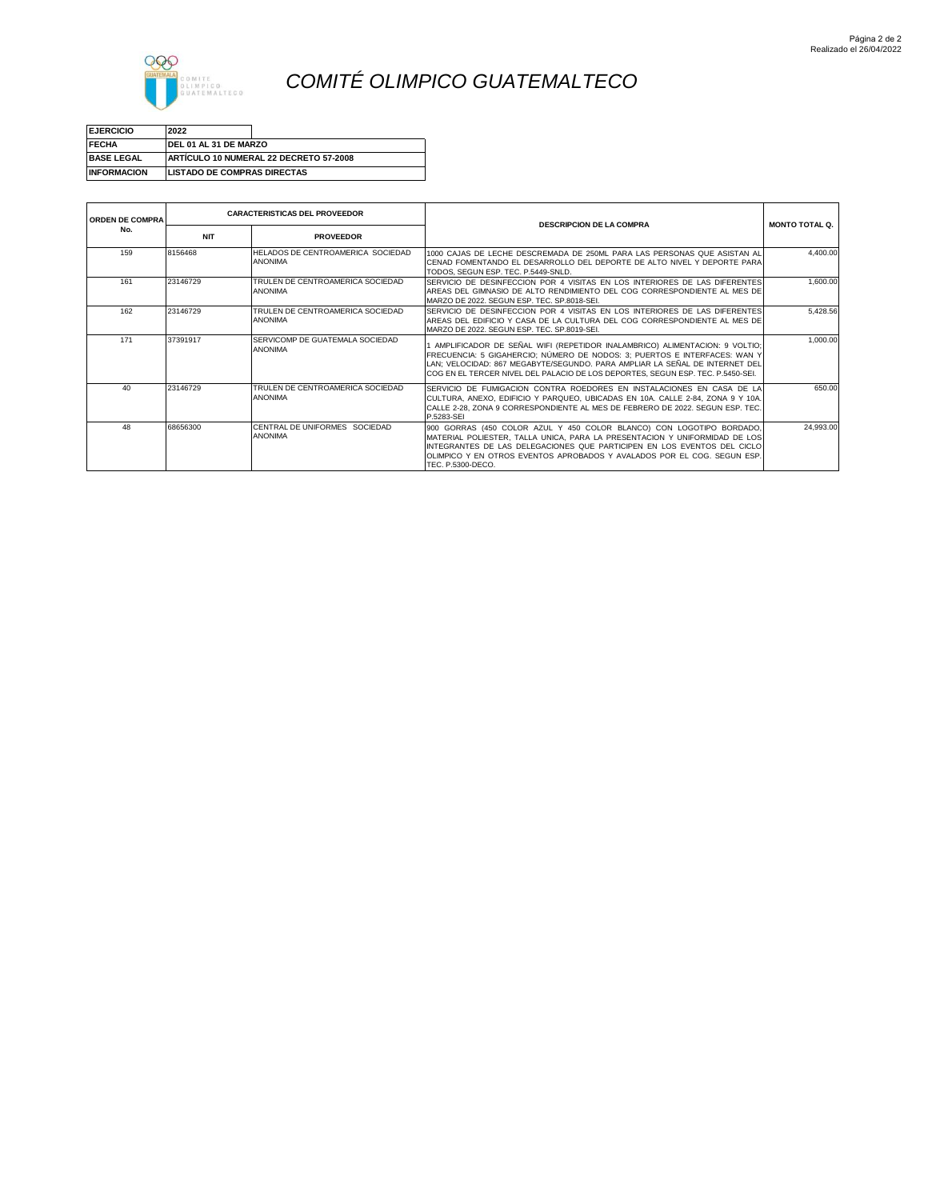# COMITÉ OLIMPICO GUATEMALTECO

| | |
|---|---|
| **EJERCICIO** | **2022** |
| **FECHA** | **DEL 01 AL 31 DE MARZO** |
| **BASE LEGAL** | **ARTÍCULO 10 NUMERAL 22 DECRETO 57-2008** |
| **INFORMACION** | **LISTADO DE COMPRAS DIRECTAS** |

| ORDEN DE COMPRA No. | CARACTERISTICAS DEL PROVEEDOR | | DESCRIPCION DE LA COMPRA | MONTO TOTAL Q. |
|---|---|---|---|---|
| | NIT | PROVEEDOR | | |
| 159 | 8156468 | HELADOS DE CENTROAMERICA SOCIEDAD ANONIMA | 1000 CAJAS DE LECHE DESCREMADA DE 250ML PARA LAS PERSONAS QUE ASISTAN AL CENAD FOMENTANDO EL DESARROLLO DEL DEPORTE DE ALTO NIVEL Y DEPORTE PARA TODOS, SEGUN ESP. TEC. P.5449-SNLD. | 4,400.00 |
| 161 | 23146729 | TRULEN DE CENTROAMERICA SOCIEDAD ANONIMA | SERVICIO DE DESINFECCION POR 4 VISITAS EN LOS INTERIORES DE LAS DIFERENTES AREAS DEL GIMNASIO DE ALTO RENDIMIENTO DEL COG CORRESPONDIENTE AL MES DE MARZO DE 2022. SEGUN ESP. TEC. SP.8018-SEI. | 1,600.00 |
| 162 | 23146729 | TRULEN DE CENTROAMERICA SOCIEDAD ANONIMA | SERVICIO DE DESINFECCION POR 4 VISITAS EN LOS INTERIORES DE LAS DIFERENTES AREAS DEL EDIFICIO Y CASA DE LA CULTURA DEL COG CORRESPONDIENTE AL MES DE MARZO DE 2022. SEGUN ESP. TEC. SP.8019-SEI. | 5,428.56 |
| 171 | 37391917 | SERVICOMP DE GUATEMALA SOCIEDAD ANONIMA | 1 AMPLIFICADOR DE SEÑAL WIFI (REPETIDOR INALAMBRICO) ALIMENTACION: 9 VOLTIO; FRECUENCIA: 5 GIGAHERCIO; NÚMERO DE NODOS: 3; PUERTOS E INTERFACES: WAN Y LAN; VELOCIDAD: 867 MEGABYTE/SEGUNDO. PARA AMPLIAR LA SEÑAL DE INTERNET DEL COG EN EL TERCER NIVEL DEL PALACIO DE LOS DEPORTES, SEGUN ESP. TEC. P.5450-SEI. | 1,000.00 |
| 40 | 23146729 | TRULEN DE CENTROAMERICA SOCIEDAD ANONIMA | SERVICIO DE FUMIGACION CONTRA ROEDORES EN INSTALACIONES EN CASA DE LA CULTURA, ANEXO, EDIFICIO Y PARQUEO, UBICADAS EN 10A. CALLE 2-84, ZONA 9 Y 10A. CALLE 2-28, ZONA 9 CORRESPONDIENTE AL MES DE FEBRERO DE 2022. SEGUN ESP. TEC. P.5283-SEI | 650.00 |
| 48 | 68656300 | CENTRAL DE UNIFORMES SOCIEDAD ANONIMA | 900 GORRAS (450 COLOR AZUL Y 450 COLOR BLANCO) CON LOGOTIPO BORDADO, MATERIAL POLIESTER, TALLA UNICA, PARA LA PRESENTACION Y UNIFORMIDAD DE LOS INTEGRANTES DE LAS DELEGACIONES QUE PARTICIPEN EN LOS EVENTOS DEL CICLO OLIMPICO Y EN OTROS EVENTOS APROBADOS Y AVALADOS POR EL COG. SEGUN ESP. TEC. P.5300-DECO. | 24,993.00 |